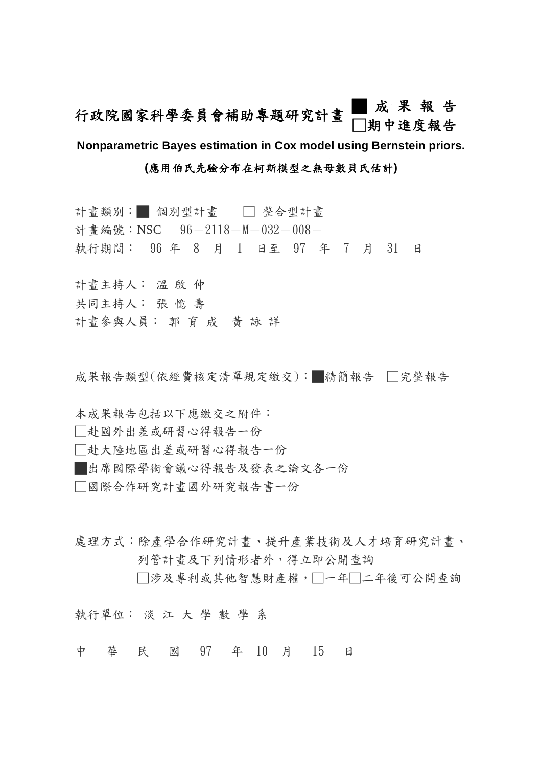# 行政院國家科學委員會補助專題研究計畫 ■ 成 果 報 告 □期中進度報告

**Nonparametric Bayes estimation in Cox model using Bernstein priors.**

**(應用伯氏先驗分布在柯斯模型之無母數貝氏估計)**

計畫類別：■ 個別型計畫　□ 整合型計畫
計畫編號：NSC　96－2118－M－032－008－
執行期間：　96 年　8　月　1　日至　97　年　7　月　31　日

計畫主持人： 溫 啟 仲
共同主持人： 張 憶 壽
計畫參與人員： 郭 育 成　黃 詠 詳

成果報告類型(依經費核定清單規定繳交)：■精簡報告　□完整報告

本成果報告包括以下應繳交之附件：
□赴國外出差或研習心得報告一份
□赴大陸地區出差或研習心得報告一份
■出席國際學術會議心得報告及發表之論文各一份
□國際合作研究計畫國外研究報告書一份

處理方式：除產學合作研究計畫、提升產業技術及人才培育研究計畫、列管計畫及下列情形者外，得立即公開查詢
□涉及專利或其他智慧財產權，□一年□二年後可公開查詢

執行單位： 淡 江 大 學 數 學 系

中　華　民　國　97　年　10　月　15　日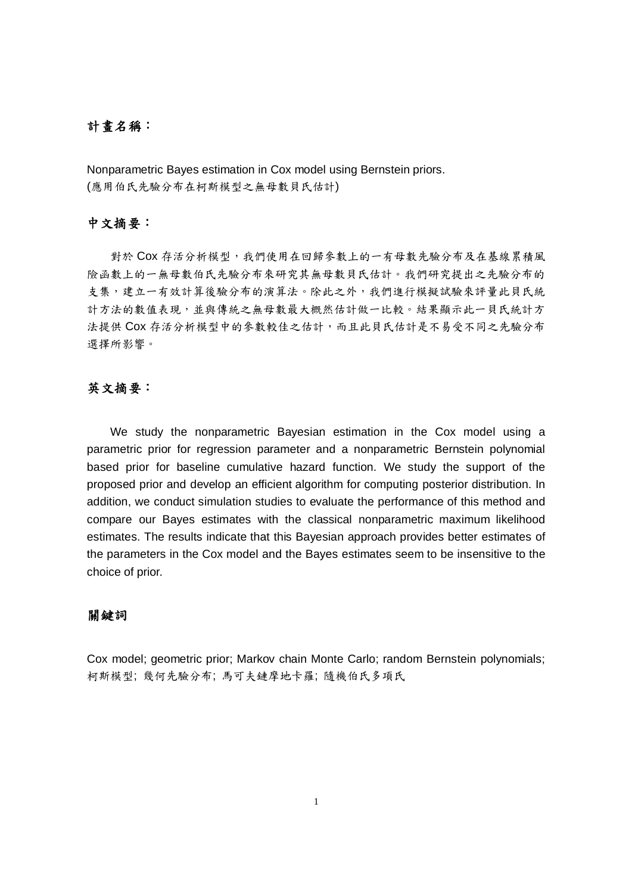## 計畫名稱：

Nonparametric Bayes estimation in Cox model using Bernstein priors.
(應用伯氏先驗分布在柯斯模型之無母數貝氏估計)

## 中文摘要：

對於 Cox 存活分析模型，我們使用在回歸參數上的一有母數先驗分布及在基線累積風險函數上的一無母數伯氏先驗分布來研究其無母數貝氏估計。我們研究提出之先驗分布的支集，建立一有效計算後驗分布的演算法。除此之外，我們進行模擬試驗來評量此貝氏統計方法的數值表現，並與傳統之無母數最大概然估計做一比較。結果顯示此一貝氏統計方法提供 Cox 存活分析模型中的參數較佳之估計，而且此貝氏估計是不易受不同之先驗分布選擇所影響。

## 英文摘要：

We study the nonparametric Bayesian estimation in the Cox model using a parametric prior for regression parameter and a nonparametric Bernstein polynomial based prior for baseline cumulative hazard function. We study the support of the proposed prior and develop an efficient algorithm for computing posterior distribution. In addition, we conduct simulation studies to evaluate the performance of this method and compare our Bayes estimates with the classical nonparametric maximum likelihood estimates. The results indicate that this Bayesian approach provides better estimates of the parameters in the Cox model and the Bayes estimates seem to be insensitive to the choice of prior.

## 關鍵詞

Cox model; geometric prior; Markov chain Monte Carlo; random Bernstein polynomials;
柯斯模型; 幾何先驗分布; 馬可夫鏈摩地卡羅; 隨機伯氏多項氏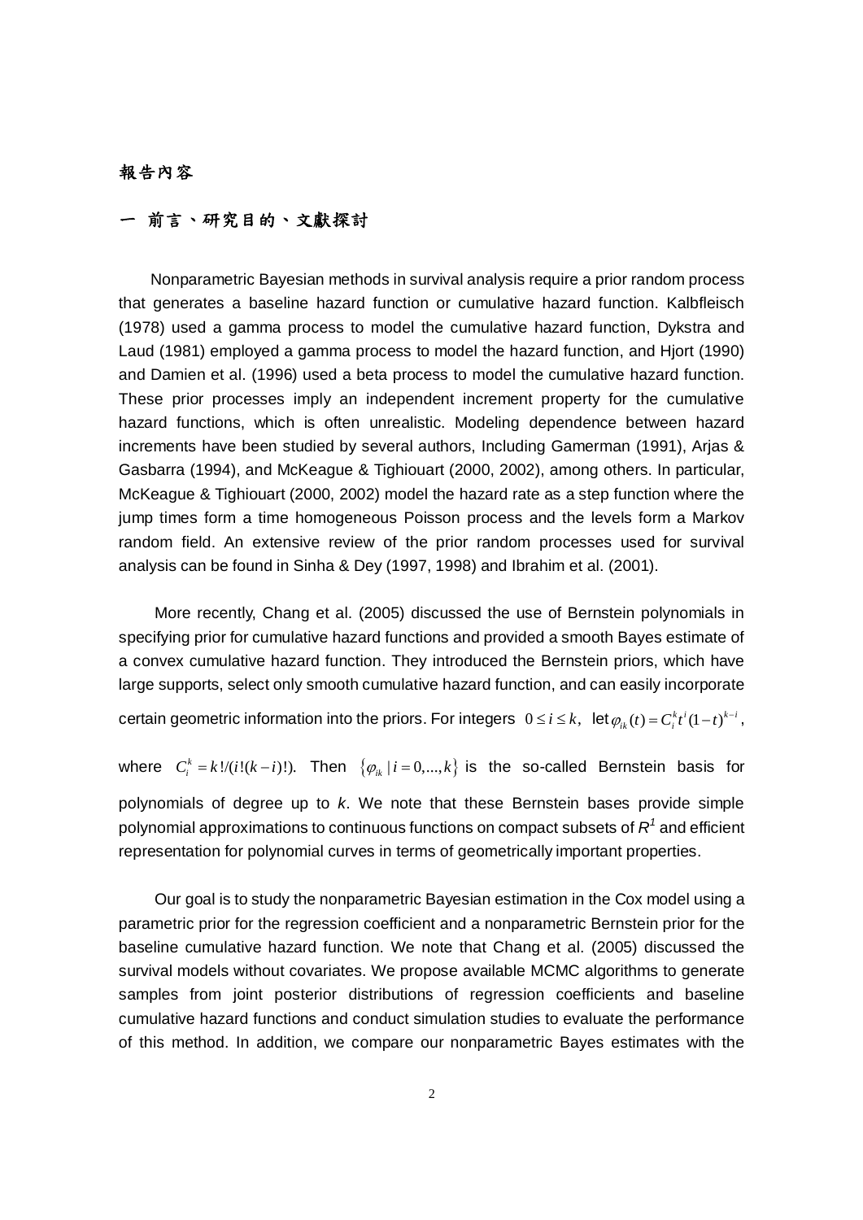## 報告內容

## 一 前言、研究目的、文獻探討

Nonparametric Bayesian methods in survival analysis require a prior random process that generates a baseline hazard function or cumulative hazard function. Kalbfleisch (1978) used a gamma process to model the cumulative hazard function, Dykstra and Laud (1981) employed a gamma process to model the hazard function, and Hjort (1990) and Damien et al. (1996) used a beta process to model the cumulative hazard function. These prior processes imply an independent increment property for the cumulative hazard functions, which is often unrealistic. Modeling dependence between hazard increments have been studied by several authors, Including Gamerman (1991), Arjas & Gasbarra (1994), and McKeague & Tighiouart (2000, 2002), among others. In particular, McKeague & Tighiouart (2000, 2002) model the hazard rate as a step function where the jump times form a time homogeneous Poisson process and the levels form a Markov random field. An extensive review of the prior random processes used for survival analysis can be found in Sinha & Dey (1997, 1998) and Ibrahim et al. (2001).

More recently, Chang et al. (2005) discussed the use of Bernstein polynomials in specifying prior for cumulative hazard functions and provided a smooth Bayes estimate of a convex cumulative hazard function. They introduced the Bernstein priors, which have large supports, select only smooth cumulative hazard function, and can easily incorporate certain geometric information into the priors. For integers $0 \le i \le k$, let $\varphi_{ik}(t) = C_i^k t^i (1-t)^{k-i}$, where $C_i^k = k!/(i!(k-i)!)$. Then $\{\varphi_{ik} \mid i = 0,...,k\}$ is the so-called Bernstein basis for polynomials of degree up to *k*. We note that these Bernstein bases provide simple polynomial approximations to continuous functions on compact subsets of $R^1$ and efficient representation for polynomial curves in terms of geometrically important properties.

Our goal is to study the nonparametric Bayesian estimation in the Cox model using a parametric prior for the regression coefficient and a nonparametric Bernstein prior for the baseline cumulative hazard function. We note that Chang et al. (2005) discussed the survival models without covariates. We propose available MCMC algorithms to generate samples from joint posterior distributions of regression coefficients and baseline cumulative hazard functions and conduct simulation studies to evaluate the performance of this method. In addition, we compare our nonparametric Bayes estimates with the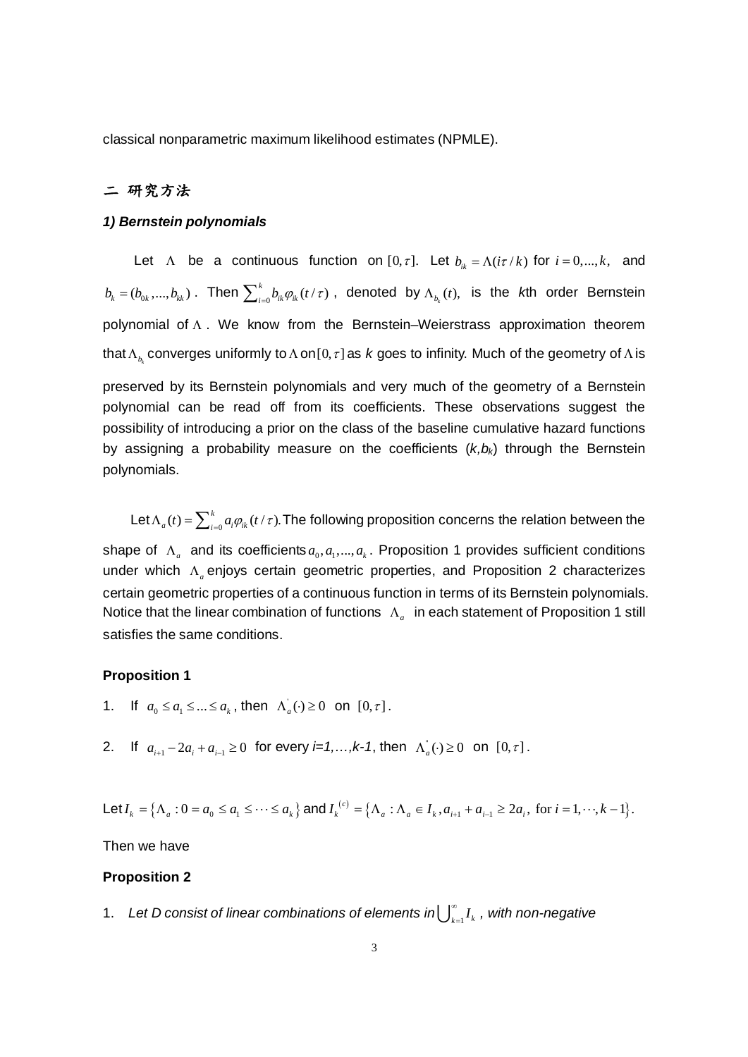classical nonparametric maximum likelihood estimates (NPMLE).

## 二 研究方法

### *1) Bernstein polynomials*

Let $\Lambda$ be a continuous function on $[0,\tau]$. Let $b_{ik} = \Lambda(i\tau/k)$ for $i = 0,...,k,$ and $b_k = (b_{0k},...,b_{kk})$. Then $\sum_{i=0}^{k} b_{ik}\varphi_{ik}(t/\tau)$, denoted by $\Lambda_{b_k}(t)$, is the *k*th order Bernstein polynomial of $\Lambda$. We know from the Bernstein–Weierstrass approximation theorem that $\Lambda_{b_k}$ converges uniformly to $\Lambda$ on $[0,\tau]$ as *k* goes to infinity. Much of the geometry of $\Lambda$ is preserved by its Bernstein polynomials and very much of the geometry of a Bernstein polynomial can be read off from its coefficients. These observations suggest the possibility of introducing a prior on the class of the baseline cumulative hazard functions by assigning a probability measure on the coefficients $(k,b_k)$ through the Bernstein polynomials.

Let $\Lambda_a(t) = \sum_{i=0}^{k} a_i\varphi_{ik}(t/\tau)$. The following proposition concerns the relation between the shape of $\Lambda_a$ and its coefficients $a_0, a_1,...,a_k$. Proposition 1 provides sufficient conditions under which $\Lambda_a$ enjoys certain geometric properties, and Proposition 2 characterizes certain geometric properties of a continuous function in terms of its Bernstein polynomials. Notice that the linear combination of functions $\Lambda_a$ in each statement of Proposition 1 still satisfies the same conditions.

**Proposition 1**

1. If $a_0 \le a_1 \le ... \le a_k$, then $\Lambda_a^{'}(\cdot) \ge 0$ on $[0,\tau]$.
2. If $a_{i+1} - 2a_i + a_{i-1} \ge 0$ for every *i=1,…,k-1*, then $\Lambda_a^{''}(\cdot) \ge 0$ on $[0,\tau]$.

Let $I_k = \{\Lambda_a : 0 = a_0 \le a_1 \le \cdots \le a_k\}$ and $I_k^{(c)} = \{\Lambda_a : \Lambda_a \in I_k, a_{i+1} + a_{i-1} \ge 2a_i, \text{ for } i = 1,\cdots,k-1\}$.

Then we have

**Proposition 2**

1. *Let D consist of linear combinations of elements in* $\bigcup_{k=1}^{\infty} I_k$ *, with non-negative*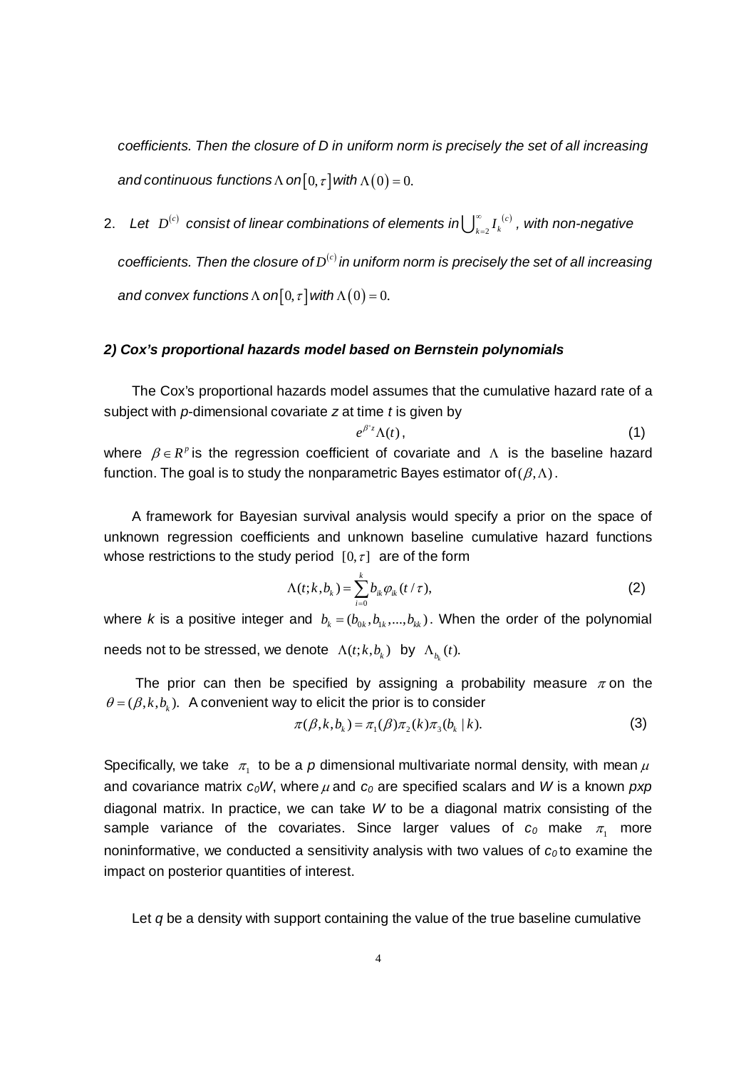*coefficients. Then the closure of D in uniform norm is precisely the set of all increasing and continuous functions* $\Lambda$ *on* $[0,\tau]$ *with* $\Lambda(0)=0$.

2. *Let* $D^{(c)}$ *consist of linear combinations of elements in* $\bigcup_{k=2}^{\infty} I_k^{(c)}$, *with non-negative coefficients. Then the closure of* $D^{(c)}$ *in uniform norm is precisely the set of all increasing and convex functions* $\Lambda$ *on* $[0,\tau]$ *with* $\Lambda(0)=0$.

### *2) Cox's proportional hazards model based on Bernstein polynomials*

The Cox's proportional hazards model assumes that the cumulative hazard rate of a subject with *p*-dimensional covariate *z* at time *t* is given by

$$e^{\beta' z}\Lambda(t), \tag{1}$$

where $\beta \in R^p$ is the regression coefficient of covariate and $\Lambda$ is the baseline hazard function. The goal is to study the nonparametric Bayes estimator of $(\beta,\Lambda)$.

A framework for Bayesian survival analysis would specify a prior on the space of unknown regression coefficients and unknown baseline cumulative hazard functions whose restrictions to the study period $[0,\tau]$ are of the form

$$\Lambda(t;k,b_k)=\sum_{i=0}^{k} b_{ik}\varphi_{ik}(t/\tau), \tag{2}$$

where *k* is a positive integer and $b_k=(b_{0k},b_{1k},\ldots,b_{kk})$. When the order of the polynomial needs not to be stressed, we denote $\Lambda(t;k,b_k)$ by $\Lambda_{b_k}(t)$.

The prior can then be specified by assigning a probability measure $\pi$ on the $\theta=(\beta,k,b_k)$. A convenient way to elicit the prior is to consider

$$\pi(\beta,k,b_k)=\pi_1(\beta)\pi_2(k)\pi_3(b_k\mid k). \tag{3}$$

Specifically, we take $\pi_1$ to be a *p* dimensional multivariate normal density, with mean $\mu$ and covariance matrix $c_0 W$, where $\mu$ and $c_0$ are specified scalars and *W* is a known *pxp* diagonal matrix. In practice, we can take *W* to be a diagonal matrix consisting of the sample variance of the covariates. Since larger values of $c_0$ make $\pi_1$ more noninformative, we conducted a sensitivity analysis with two values of $c_0$ to examine the impact on posterior quantities of interest.

Let *q* be a density with support containing the value of the true baseline cumulative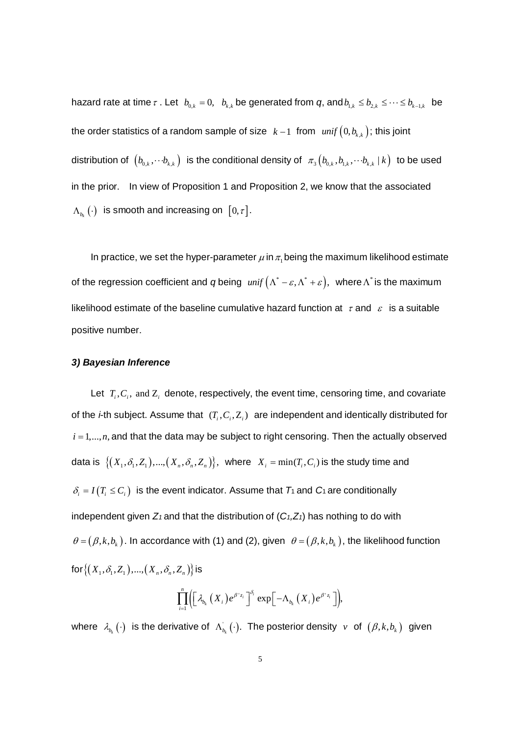hazard rate at time $\tau$ . Let $b_{0,k} = 0, \ \ b_{k,k}$ be generated from *q*, and $b_{1,k} \le b_{2,k} \le \cdots \le b_{k-1,k}$ be the order statistics of a random sample of size $k-1$ from $unif\left(0, b_{k,k}\right)$; this joint distribution of $\left(b_{0,k}, \cdots b_{k,k}\right)$ is the conditional density of $\pi_3\left(b_{0,k}, b_{1,k}, \cdots b_{k,k} \mid k\right)$ to be used in the prior. In view of Proposition 1 and Proposition 2, we know that the associated $\Lambda_{b_k}(\cdot)$ is smooth and increasing on $[0, \tau]$.

In practice, we set the hyper-parameter $\mu$ in $\pi_1$ being the maximum likelihood estimate of the regression coefficient and *q* being $unif\left(\Lambda^* - \varepsilon, \Lambda^* + \varepsilon\right)$, where $\Lambda^*$ is the maximum likelihood estimate of the baseline cumulative hazard function at $\tau$ and $\varepsilon$ is a suitable positive number.

### *3) Bayesian Inference*

Let $T_i, C_i,$ and $Z_i$ denote, respectively, the event time, censoring time, and covariate of the *i*-th subject. Assume that $(T_i, C_i, Z_i)$ are independent and identically distributed for $i = 1, ..., n,$ and that the data may be subject to right censoring. Then the actually observed data is $\left\{\left(X_1, \delta_1, Z_1\right), ..., \left(X_n, \delta_n, Z_n\right)\right\}$, where $X_i = \min(T_i, C_i)$ is the study time and $\delta_i = I\left(T_i \le C_i\right)$ is the event indicator. Assume that $T_1$ and $C_1$ are conditionally independent given $Z_1$ and that the distribution of ($C_1, Z_1$) has nothing to do with $\theta = \left(\beta, k, b_k\right)$. In accordance with (1) and (2), given $\theta = \left(\beta, k, b_k\right)$, the likelihood function for $\left\{\left(X_1, \delta_1, Z_1\right), ..., \left(X_n, \delta_n, Z_n\right)\right\}$ is

$$\prod_{i=1}^{n} \left( \left[ \lambda_{b_k}\left(X_i\right) e^{\beta' z_i} \right]^{\delta_i} \exp\left[ -\Lambda_{b_k}\left(X_i\right) e^{\beta' z_i} \right] \right),$$

where $\lambda_{b_k}(\cdot)$ is the derivative of $\Lambda_{b_k}^{'}(\cdot)$. The posterior density $v$ of $\left(\beta, k, b_k\right)$ given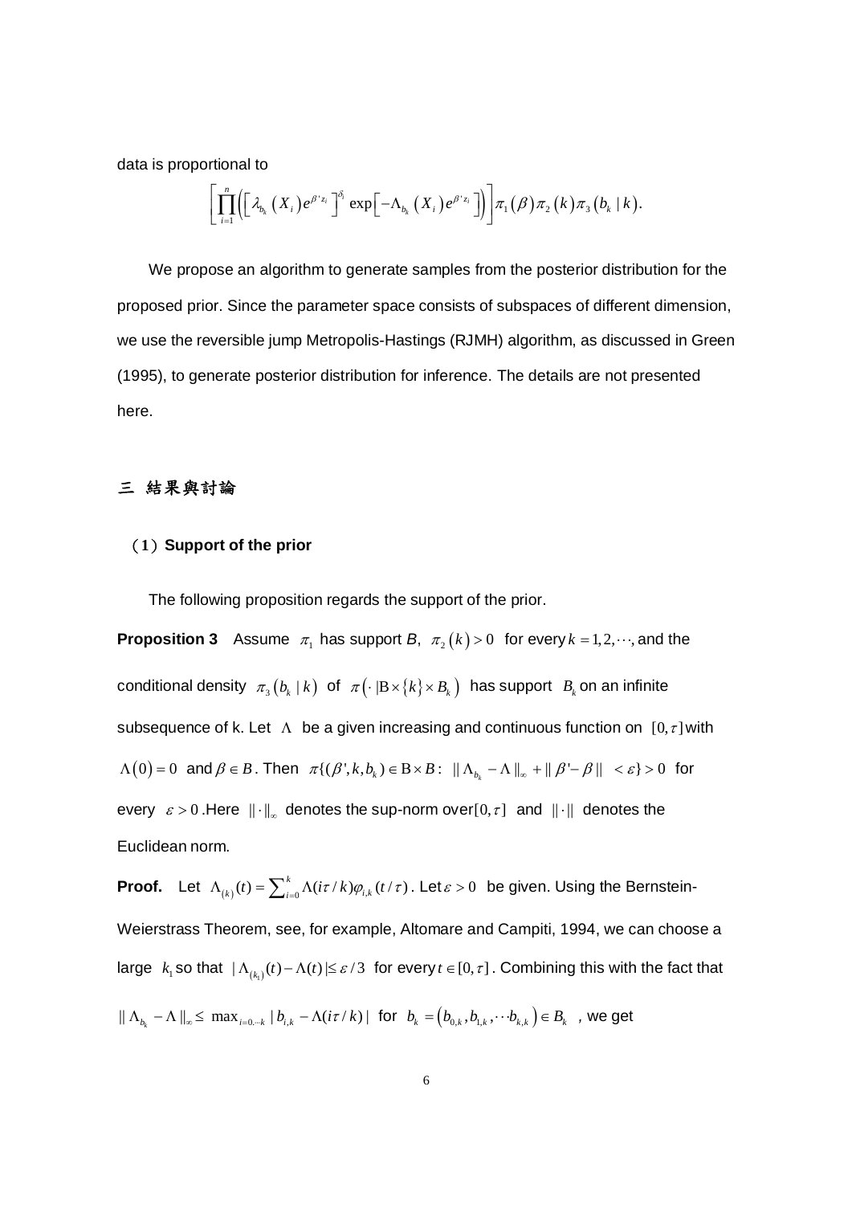data is proportional to

$$\left[\prod_{i=1}^{n}\left(\left[\lambda_{b_k}\left(X_i\right)e^{\beta' z_i}\right]^{\delta_i}\exp\left[-\Lambda_{b_k}\left(X_i\right)e^{\beta' z_i}\right]\right)\right]\pi_1\left(\beta\right)\pi_2\left(k\right)\pi_3\left(b_k\mid k\right).$$

We propose an algorithm to generate samples from the posterior distribution for the proposed prior. Since the parameter space consists of subspaces of different dimension, we use the reversible jump Metropolis-Hastings (RJMH) algorithm, as discussed in Green (1995), to generate posterior distribution for inference. The details are not presented here.

## 三 結果與討論

### (1) Support of the prior

The following proposition regards the support of the prior.

**Proposition 3** Assume $\pi_1$ has support *B*, $\pi_2\left(k\right)>0$ for every $k=1,2,\cdots$, and the conditional density $\pi_3\left(b_k\mid k\right)$ of $\pi\left(\cdot\mid \mathrm{B}\times\{k\}\times B_k\right)$ has support $B_k$ on an infinite subsequence of k. Let $\Lambda$ be a given increasing and continuous function on $[0,\tau]$ with $\Lambda\left(0\right)=0$ and $\beta\in B$. Then $\pi\{(\beta',k,b_k)\in \mathrm{B}\times B:\ \|\Lambda_{b_k}-\Lambda\|_\infty+\|\beta'-\beta\|\ <\varepsilon\}>0$ for every $\varepsilon>0$. Here $\|\cdot\|_\infty$ denotes the sup-norm over $[0,\tau]$ and $\|\cdot\|$ denotes the Euclidean norm.

**Proof.** Let $\Lambda_{(k)}(t)=\sum_{i=0}^{k}\Lambda(i\tau/k)\varphi_{i,k}(t/\tau)$. Let $\varepsilon>0$ be given. Using the Bernstein-Weierstrass Theorem, see, for example, Altomare and Campiti, 1994, we can choose a large $k_1$ so that $|\Lambda_{(k_1)}(t)-\Lambda(t)|\le\varepsilon/3$ for every $t\in[0,\tau]$. Combining this with the fact that $\|\Lambda_{b_k}-\Lambda\|_\infty\le\ \max_{i=0\cdots k}|b_{i,k}-\Lambda(i\tau/k)|$ for $b_k=\left(b_{0,k},b_{1,k},\cdots b_{k,k}\right)\in B_k$, we get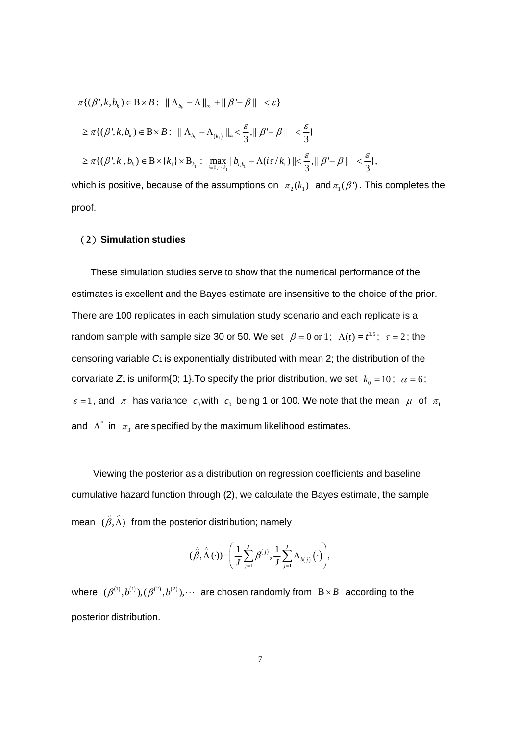$$\pi\{(\beta', k, b_k) \in \mathrm{B} \times B : \ \| \Lambda_{b_k} - \Lambda \|_\infty + \| \beta' - \beta \| \ < \varepsilon\}$$

$$\geq \pi\{(\beta', k, b_k) \in \mathrm{B} \times B : \ \| \Lambda_{b_k} - \Lambda_{(k_1)} \|_\infty < \frac{\varepsilon}{3}, \| \beta' - \beta \| \ < \frac{\varepsilon}{3}\}$$

$$\geq \pi\{(\beta', k_1, b_k) \in \mathrm{B} \times \{k_1\} \times \mathrm{B}_{k_1} : \ \max_{i=0,\cdots,k_1} | b_{i,k_1} - \Lambda(i\tau / k_1) \| < \frac{\varepsilon}{3}, \| \beta' - \beta \| \ < \frac{\varepsilon}{3}\},$$

which is positive, because of the assumptions on $\pi_2(k_1)$ and $\pi_1(\beta')$. This completes the proof.

### (2) Simulation studies

These simulation studies serve to show that the numerical performance of the estimates is excellent and the Bayes estimate are insensitive to the choice of the prior. There are 100 replicates in each simulation study scenario and each replicate is a random sample with sample size 30 or 50. We set $\beta = 0$ or $1$; $\Lambda(t) = t^{1.5}$; $\tau = 2$; the censoring variable $C_1$ is exponentially distributed with mean 2; the distribution of the corvariate $Z_1$ is uniform{0; 1}.To specify the prior distribution, we set $k_0 = 10$; $\alpha = 6$; $\varepsilon = 1$, and $\pi_1$ has variance $c_0$ with $c_0$ being 1 or 100. We note that the mean $\mu$ of $\pi_1$ and $\Lambda^*$ in $\pi_3$ are specified by the maximum likelihood estimates.

Viewing the posterior as a distribution on regression coefficients and baseline cumulative hazard function through (2), we calculate the Bayes estimate, the sample mean $(\hat{\beta}, \hat{\Lambda})$ from the posterior distribution; namely

$$(\hat{\beta}, \hat{\Lambda}(\cdot)) = \left( \frac{1}{J} \sum_{j=1}^{J} \beta^{(j)}, \frac{1}{J} \sum_{j=1}^{J} \Lambda_{b(j)}(\cdot) \right),$$

where $(\beta^{(1)}, b^{(1)}), (\beta^{(2)}, b^{(2)}), \cdots$ are chosen randomly from $\mathrm{B} \times B$ according to the posterior distribution.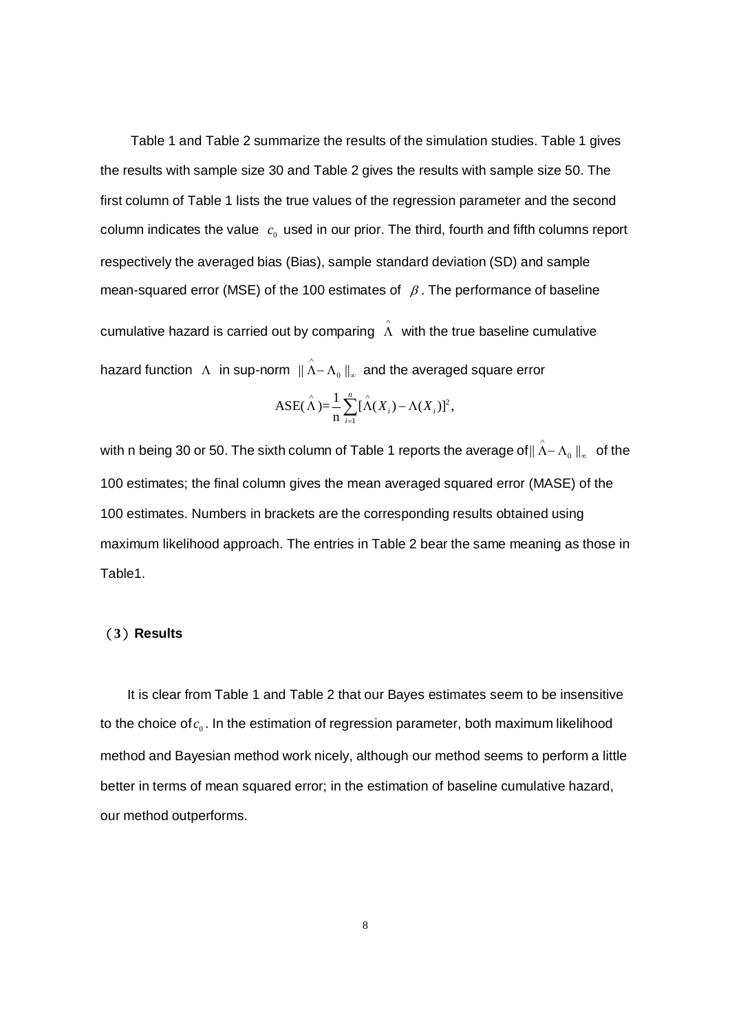Table 1 and Table 2 summarize the results of the simulation studies. Table 1 gives the results with sample size 30 and Table 2 gives the results with sample size 50. The first column of Table 1 lists the true values of the regression parameter and the second column indicates the value $c_0$ used in our prior. The third, fourth and fifth columns report respectively the averaged bias (Bias), sample standard deviation (SD) and sample mean-squared error (MSE) of the 100 estimates of $\beta$. The performance of baseline cumulative hazard is carried out by comparing $\hat{\Lambda}$ with the true baseline cumulative hazard function $\Lambda$ in sup-norm $\| \hat{\Lambda} - \Lambda_0 \|_\infty$ and the averaged square error

$$\mathrm{ASE}(\hat{\Lambda}) = \frac{1}{\mathrm{n}} \sum_{i=1}^{n} [\hat{\Lambda}(X_i) - \Lambda(X_i)]^2,$$

with n being 30 or 50. The sixth column of Table 1 reports the average of $\| \hat{\Lambda} - \Lambda_0 \|_\infty$ of the 100 estimates; the final column gives the mean averaged squared error (MASE) of the 100 estimates. Numbers in brackets are the corresponding results obtained using maximum likelihood approach. The entries in Table 2 bear the same meaning as those in Table1.

### (3) Results

It is clear from Table 1 and Table 2 that our Bayes estimates seem to be insensitive to the choice of $c_0$. In the estimation of regression parameter, both maximum likelihood method and Bayesian method work nicely, although our method seems to perform a little better in terms of mean squared error; in the estimation of baseline cumulative hazard, our method outperforms.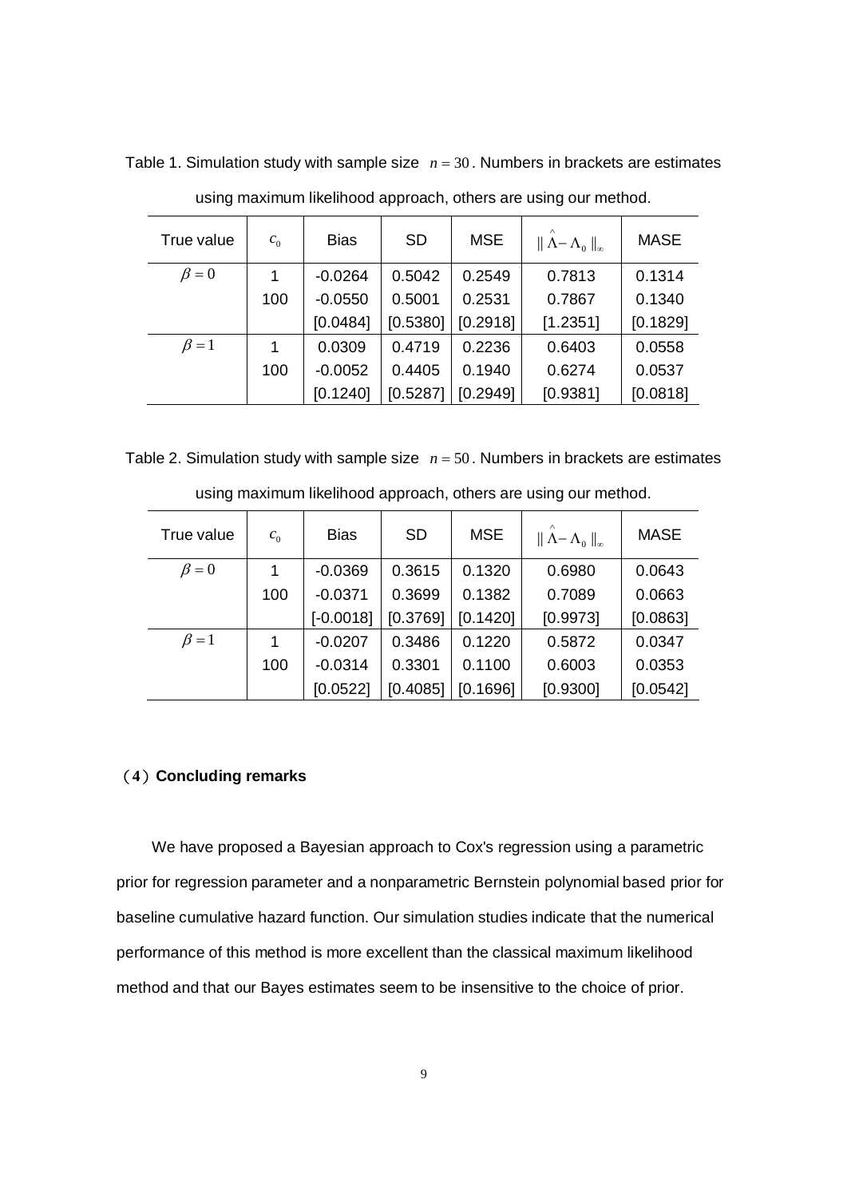Table 1. Simulation study with sample size $n = 30$. Numbers in brackets are estimates using maximum likelihood approach, others are using our method.

| True value | $c_0$ | Bias | SD | MSE | $\|\hat{\Lambda} - \Lambda_0\|_\infty$ | MASE |
|---|---|---|---|---|---|---|
| $\beta = 0$ | 1 | -0.0264 | 0.5042 | 0.2549 | 0.7813 | 0.1314 |
| | 100 | -0.0550 | 0.5001 | 0.2531 | 0.7867 | 0.1340 |
| | | [0.0484] | [0.5380] | [0.2918] | [1.2351] | [0.1829] |
| $\beta = 1$ | 1 | 0.0309 | 0.4719 | 0.2236 | 0.6403 | 0.0558 |
| | 100 | -0.0052 | 0.4405 | 0.1940 | 0.6274 | 0.0537 |
| | | [0.1240] | [0.5287] | [0.2949] | [0.9381] | [0.0818] |

Table 2. Simulation study with sample size $n = 50$. Numbers in brackets are estimates using maximum likelihood approach, others are using our method.

| True value | $c_0$ | Bias | SD | MSE | $\|\hat{\Lambda} - \Lambda_0\|_\infty$ | MASE |
|---|---|---|---|---|---|---|
| $\beta = 0$ | 1 | -0.0369 | 0.3615 | 0.1320 | 0.6980 | 0.0643 |
| | 100 | -0.0371 | 0.3699 | 0.1382 | 0.7089 | 0.0663 |
| | | [-0.0018] | [0.3769] | [0.1420] | [0.9973] | [0.0863] |
| $\beta = 1$ | 1 | -0.0207 | 0.3486 | 0.1220 | 0.5872 | 0.0347 |
| | 100 | -0.0314 | 0.3301 | 0.1100 | 0.6003 | 0.0353 |
| | | [0.0522] | [0.4085] | [0.1696] | [0.9300] | [0.0542] |

## (4) Concluding remarks

We have proposed a Bayesian approach to Cox's regression using a parametric prior for regression parameter and a nonparametric Bernstein polynomial based prior for baseline cumulative hazard function. Our simulation studies indicate that the numerical performance of this method is more excellent than the classical maximum likelihood method and that our Bayes estimates seem to be insensitive to the choice of prior.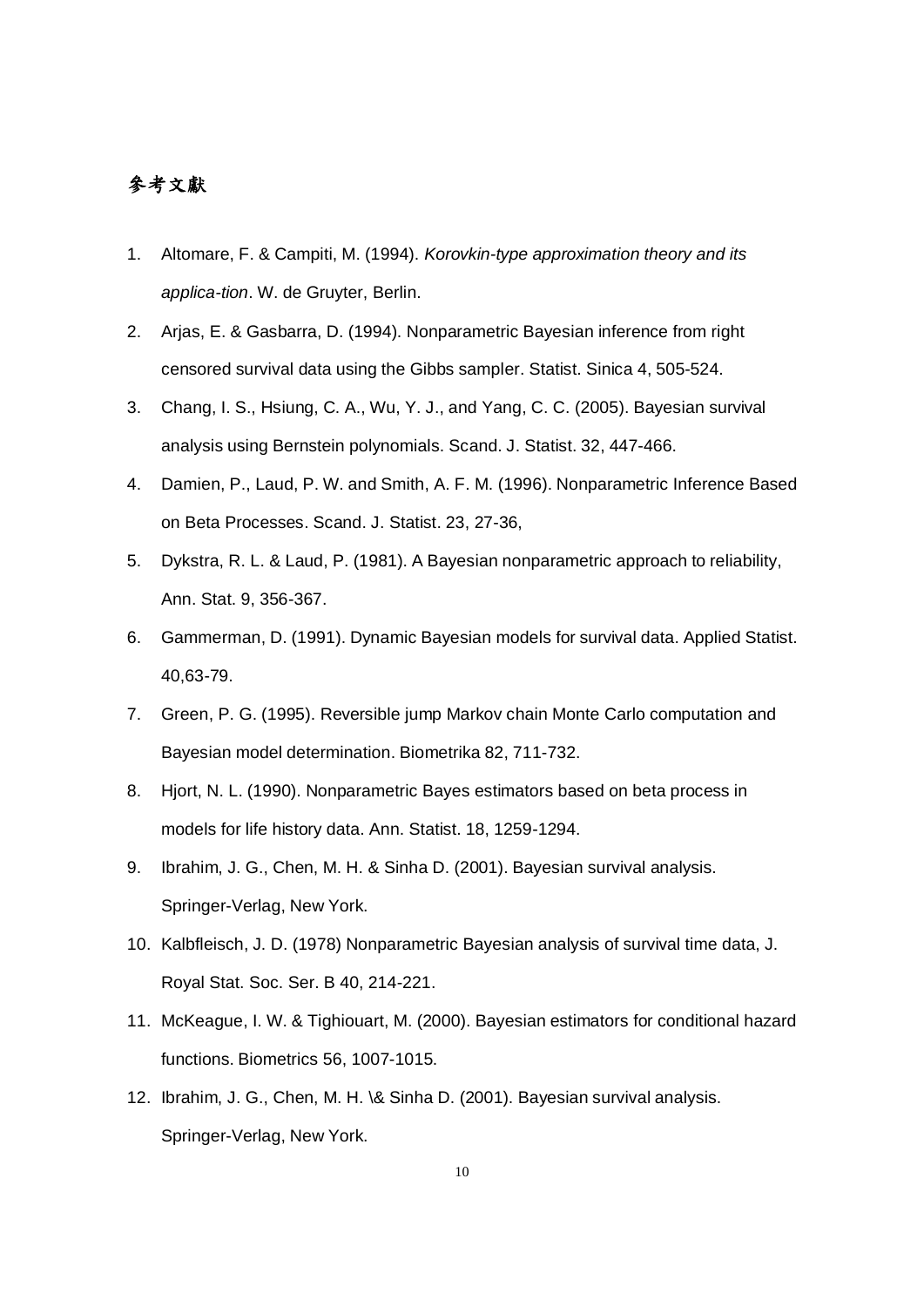## 参考文獻

1. Altomare, F. & Campiti, M. (1994). *Korovkin-type approximation theory and its applica-tion*. W. de Gruyter, Berlin.
2. Arjas, E. & Gasbarra, D. (1994). Nonparametric Bayesian inference from right censored survival data using the Gibbs sampler. Statist. Sinica 4, 505-524.
3. Chang, I. S., Hsiung, C. A., Wu, Y. J., and Yang, C. C. (2005). Bayesian survival analysis using Bernstein polynomials. Scand. J. Statist. 32, 447-466.
4. Damien, P., Laud, P. W. and Smith, A. F. M. (1996). Nonparametric Inference Based on Beta Processes. Scand. J. Statist. 23, 27-36,
5. Dykstra, R. L. & Laud, P. (1981). A Bayesian nonparametric approach to reliability, Ann. Stat. 9, 356-367.
6. Gammerman, D. (1991). Dynamic Bayesian models for survival data. Applied Statist. 40,63-79.
7. Green, P. G. (1995). Reversible jump Markov chain Monte Carlo computation and Bayesian model determination. Biometrika 82, 711-732.
8. Hjort, N. L. (1990). Nonparametric Bayes estimators based on beta process in models for life history data. Ann. Statist. 18, 1259-1294.
9. Ibrahim, J. G., Chen, M. H. & Sinha D. (2001). Bayesian survival analysis. Springer-Verlag, New York.
10. Kalbfleisch, J. D. (1978) Nonparametric Bayesian analysis of survival time data, J. Royal Stat. Soc. Ser. B 40, 214-221.
11. McKeague, I. W. & Tighiouart, M. (2000). Bayesian estimators for conditional hazard functions. Biometrics 56, 1007-1015.
12. Ibrahim, J. G., Chen, M. H. \& Sinha D. (2001). Bayesian survival analysis. Springer-Verlag, New York.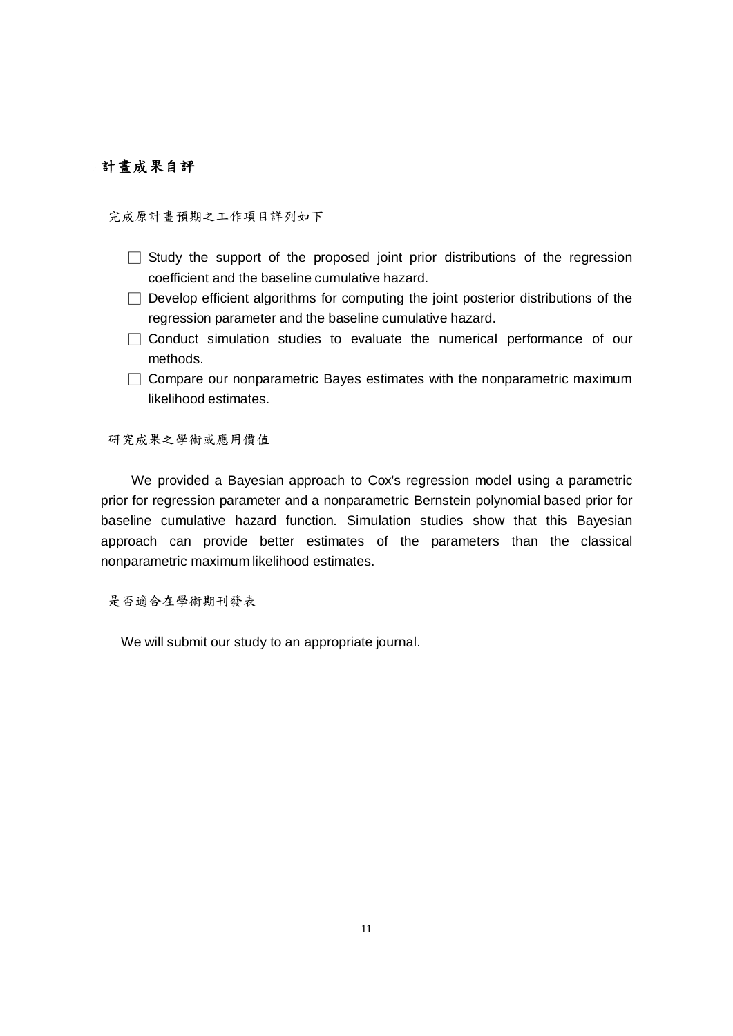## 計畫成果自評

完成原計畫預期之工作項目詳列如下

- ☐ Study the support of the proposed joint prior distributions of the regression coefficient and the baseline cumulative hazard.
- ☐ Develop efficient algorithms for computing the joint posterior distributions of the regression parameter and the baseline cumulative hazard.
- ☐ Conduct simulation studies to evaluate the numerical performance of our methods.
- ☐ Compare our nonparametric Bayes estimates with the nonparametric maximum likelihood estimates.

研究成果之學術或應用價值

We provided a Bayesian approach to Cox's regression model using a parametric prior for regression parameter and a nonparametric Bernstein polynomial based prior for baseline cumulative hazard function. Simulation studies show that this Bayesian approach can provide better estimates of the parameters than the classical nonparametric maximum likelihood estimates.

是否適合在學術期刊發表

We will submit our study to an appropriate journal.